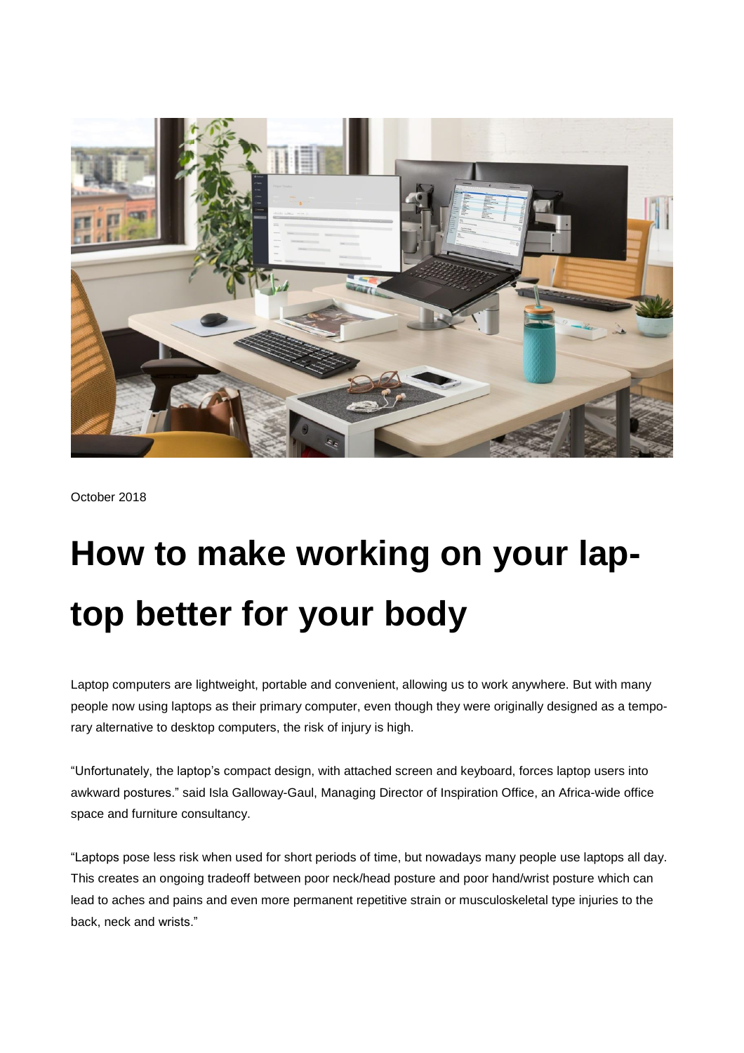October 2018

# How to make working on your laptop better for your body

Laptop computers are lightweight, portable and convenient, allowing us to work anywhere. But with many people now using laptops as their primary computer, even though they were originally designed as a temporary alternative to desktop computers, the risk of injury is high.

"Unfortunately, the laptop's compact design, with attached screen and keyboard, forces laptop users into awkward postures." said Isla Galloway-Gaul, Managing Director of Inspiration Office, an Africa-wide office space and furniture consultancy.

"Laptops pose less risk when used for short periods of time, but nowadays many people use laptops all day. This creates an ongoing tradeoff between poor neck/head posture and poor hand/wrist posture which can lead to aches and pains and even more permanent repetitive strain or musculoskeletal type injuries to the back, neck and wrists."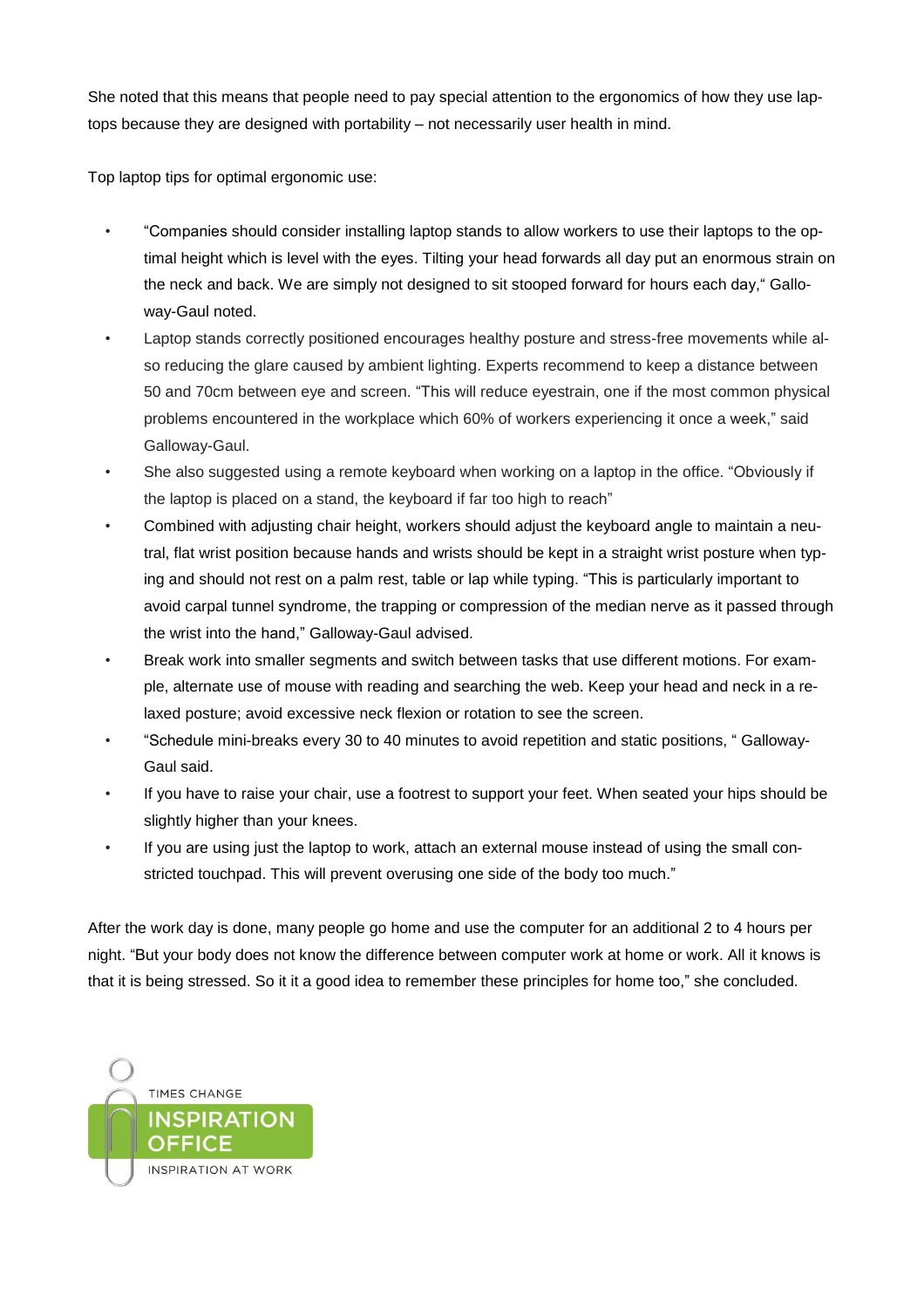She noted that this means that people need to pay special attention to the ergonomics of how they use laptops because they are designed with portability – not necessarily user health in mind.

Top laptop tips for optimal ergonomic use:

- "Companies should consider installing laptop stands to allow workers to use their laptops to the optimal height which is level with the eyes. Tilting your head forwards all day put an enormous strain on the neck and back. We are simply not designed to sit stooped forward for hours each day," Galloway-Gaul noted.
- Laptop stands correctly positioned encourages healthy posture and stress-free movements while also reducing the glare caused by ambient lighting. Experts recommend to keep a distance between 50 and 70cm between eye and screen. "This will reduce eyestrain, one if the most common physical problems encountered in the workplace which 60% of workers experiencing it once a week," said Galloway-Gaul.
- She also suggested using a remote keyboard when working on a laptop in the office. "Obviously if the laptop is placed on a stand, the keyboard if far too high to reach"
- Combined with adjusting chair height, workers should adjust the keyboard angle to maintain a neutral, flat wrist position because hands and wrists should be kept in a straight wrist posture when typing and should not rest on a palm rest, table or lap while typing. "This is particularly important to avoid carpal tunnel syndrome, the trapping or compression of the median nerve as it passed through the wrist into the hand," Galloway-Gaul advised.
- Break work into smaller segments and switch between tasks that use different motions. For example, alternate use of mouse with reading and searching the web. Keep your head and neck in a relaxed posture; avoid excessive neck flexion or rotation to see the screen.
- "Schedule mini-breaks every 30 to 40 minutes to avoid repetition and static positions, " Galloway-Gaul said.
- If you have to raise your chair, use a footrest to support your feet. When seated your hips should be slightly higher than your knees.
- If you are using just the laptop to work, attach an external mouse instead of using the small constricted touchpad. This will prevent overusing one side of the body too much."

After the work day is done, many people go home and use the computer for an additional 2 to 4 hours per night. "But your body does not know the difference between computer work at home or work. All it knows is that it is being stressed. So it it a good idea to remember these principles for home too," she concluded.

TIMES CHANGE
INSPIRATION OFFICE
INSPIRATION AT WORK